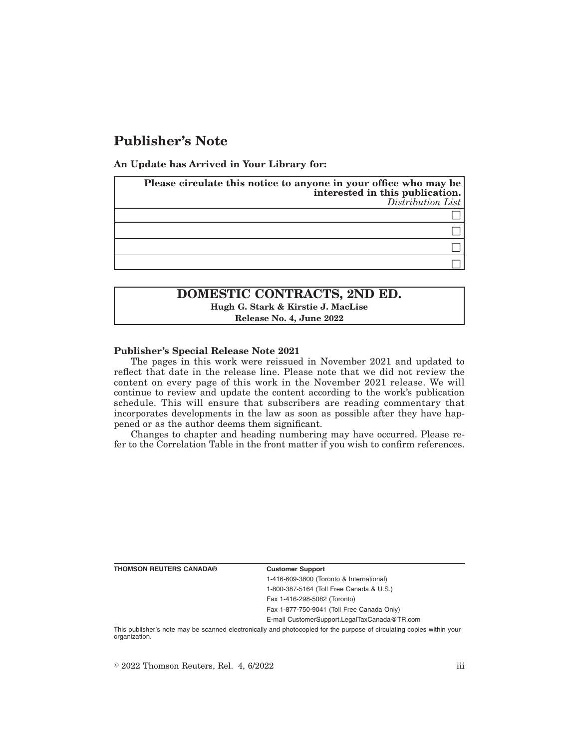# Publisher's Note

**An Update has Arrived in Your Library for:**

| **Please circulate this notice to anyone in your office who may be interested in this publication.** *Distribution List* |
| --- |
| ☐ |
| ☐ |
| ☐ |
| ☐ |

**DOMESTIC CONTRACTS, 2ND ED.**
**Hugh G. Stark & Kirstie J. MacLise**
**Release No. 4, June 2022**

**Publisher's Special Release Note 2021**

The pages in this work were reissued in November 2021 and updated to reflect that date in the release line. Please note that we did not review the content on every page of this work in the November 2021 release. We will continue to review and update the content according to the work's publication schedule. This will ensure that subscribers are reading commentary that incorporates developments in the law as soon as possible after they have happened or as the author deems them significant.

Changes to chapter and heading numbering may have occurred. Please refer to the Correlation Table in the front matter if you wish to confirm references.

**THOMSON REUTERS CANADA®**

**Customer Support**
1-416-609-3800 (Toronto & International)
1-800-387-5164 (Toll Free Canada & U.S.)
Fax 1-416-298-5082 (Toronto)
Fax 1-877-750-9041 (Toll Free Canada Only)
E-mail CustomerSupport.LegalTaxCanada@TR.com

This publisher's note may be scanned electronically and photocopied for the purpose of circulating copies within your organization.

© 2022 Thomson Reuters, Rel. 4, 6/2022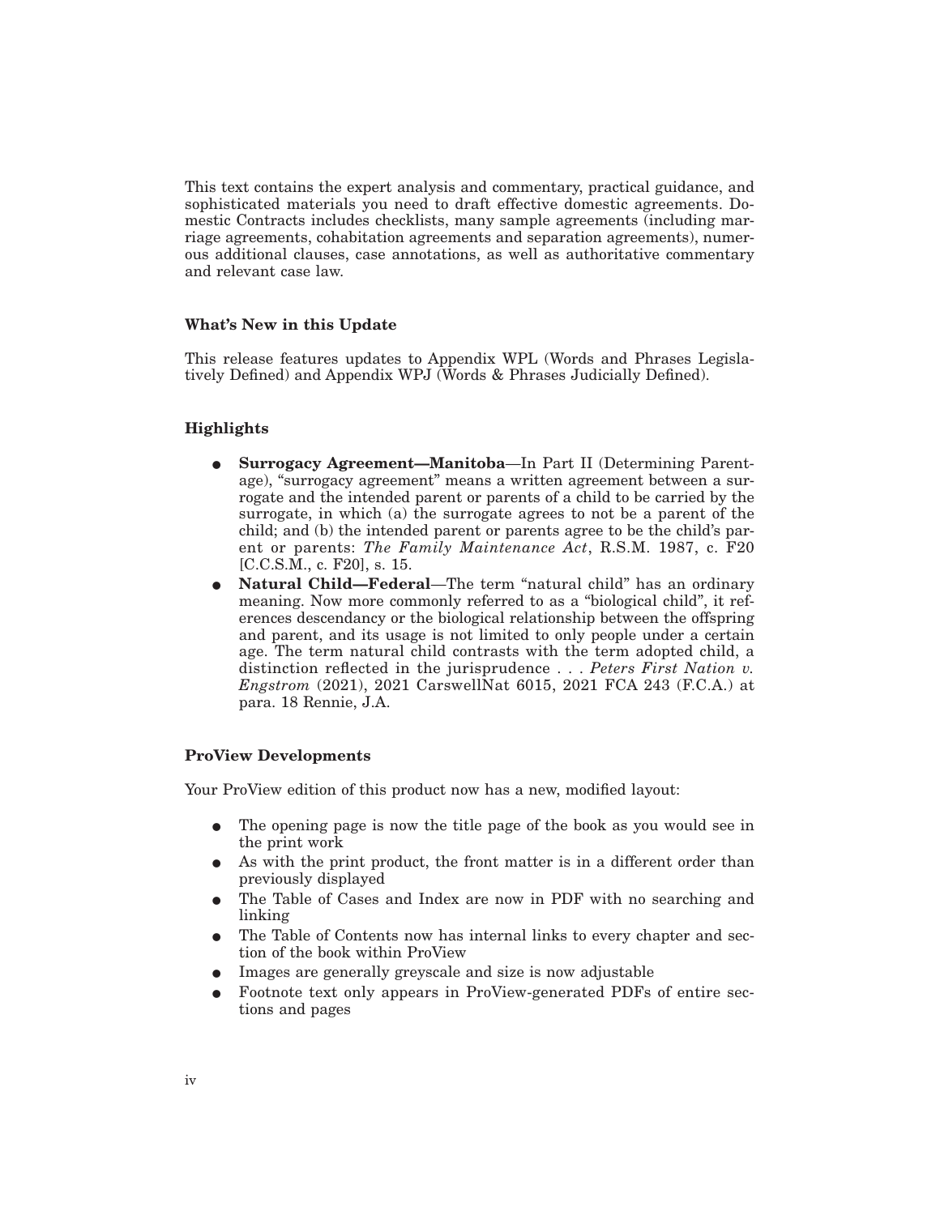This text contains the expert analysis and commentary, practical guidance, and sophisticated materials you need to draft effective domestic agreements. Domestic Contracts includes checklists, many sample agreements (including marriage agreements, cohabitation agreements and separation agreements), numerous additional clauses, case annotations, as well as authoritative commentary and relevant case law.

### What's New in this Update

This release features updates to Appendix WPL (Words and Phrases Legislatively Defined) and Appendix WPJ (Words & Phrases Judicially Defined).

### Highlights

- **Surrogacy Agreement—Manitoba**—In Part II (Determining Parentage), "surrogacy agreement" means a written agreement between a surrogate and the intended parent or parents of a child to be carried by the surrogate, in which (a) the surrogate agrees to not be a parent of the child; and (b) the intended parent or parents agree to be the child's parent or parents: *The Family Maintenance Act*, R.S.M. 1987, c. F20 [C.C.S.M., c. F20], s. 15.
- **Natural Child—Federal**—The term "natural child" has an ordinary meaning. Now more commonly referred to as a "biological child", it references descendancy or the biological relationship between the offspring and parent, and its usage is not limited to only people under a certain age. The term natural child contrasts with the term adopted child, a distinction reflected in the jurisprudence . . . *Peters First Nation v. Engstrom* (2021), 2021 CarswellNat 6015, 2021 FCA 243 (F.C.A.) at para. 18 Rennie, J.A.

### ProView Developments

Your ProView edition of this product now has a new, modified layout:

- The opening page is now the title page of the book as you would see in the print work
- As with the print product, the front matter is in a different order than previously displayed
- The Table of Cases and Index are now in PDF with no searching and linking
- The Table of Contents now has internal links to every chapter and section of the book within ProView
- Images are generally greyscale and size is now adjustable
- Footnote text only appears in ProView-generated PDFs of entire sections and pages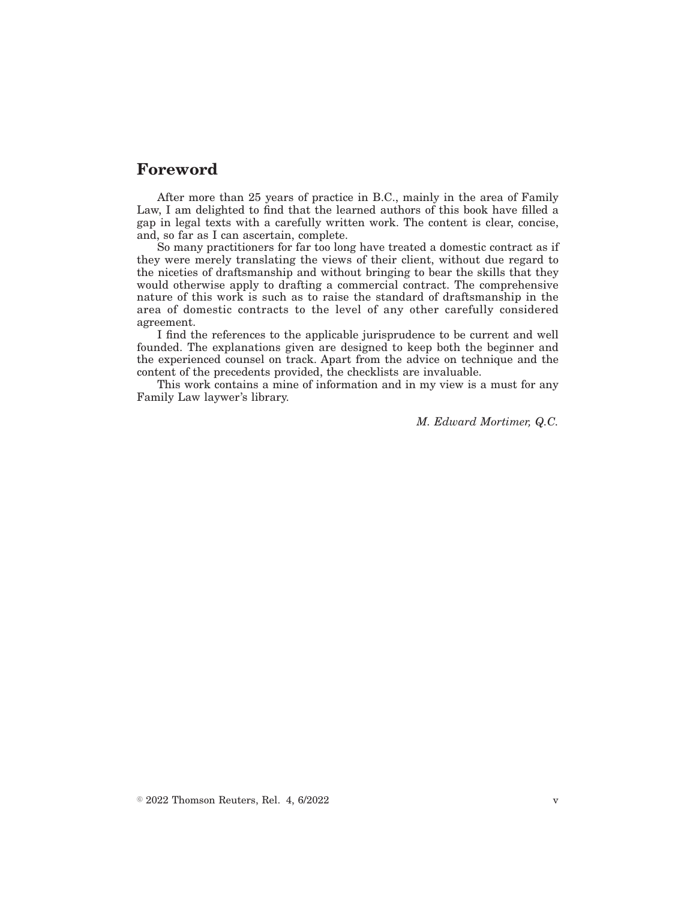## Foreword

After more than 25 years of practice in B.C., mainly in the area of Family Law, I am delighted to find that the learned authors of this book have filled a gap in legal texts with a carefully written work. The content is clear, concise, and, so far as I can ascertain, complete.

So many practitioners for far too long have treated a domestic contract as if they were merely translating the views of their client, without due regard to the niceties of draftsmanship and without bringing to bear the skills that they would otherwise apply to drafting a commercial contract. The comprehensive nature of this work is such as to raise the standard of draftsmanship in the area of domestic contracts to the level of any other carefully considered agreement.

I find the references to the applicable jurisprudence to be current and well founded. The explanations given are designed to keep both the beginner and the experienced counsel on track. Apart from the advice on technique and the content of the precedents provided, the checklists are invaluable.

This work contains a mine of information and in my view is a must for any Family Law laywer's library.

*M. Edward Mortimer, Q.C.*